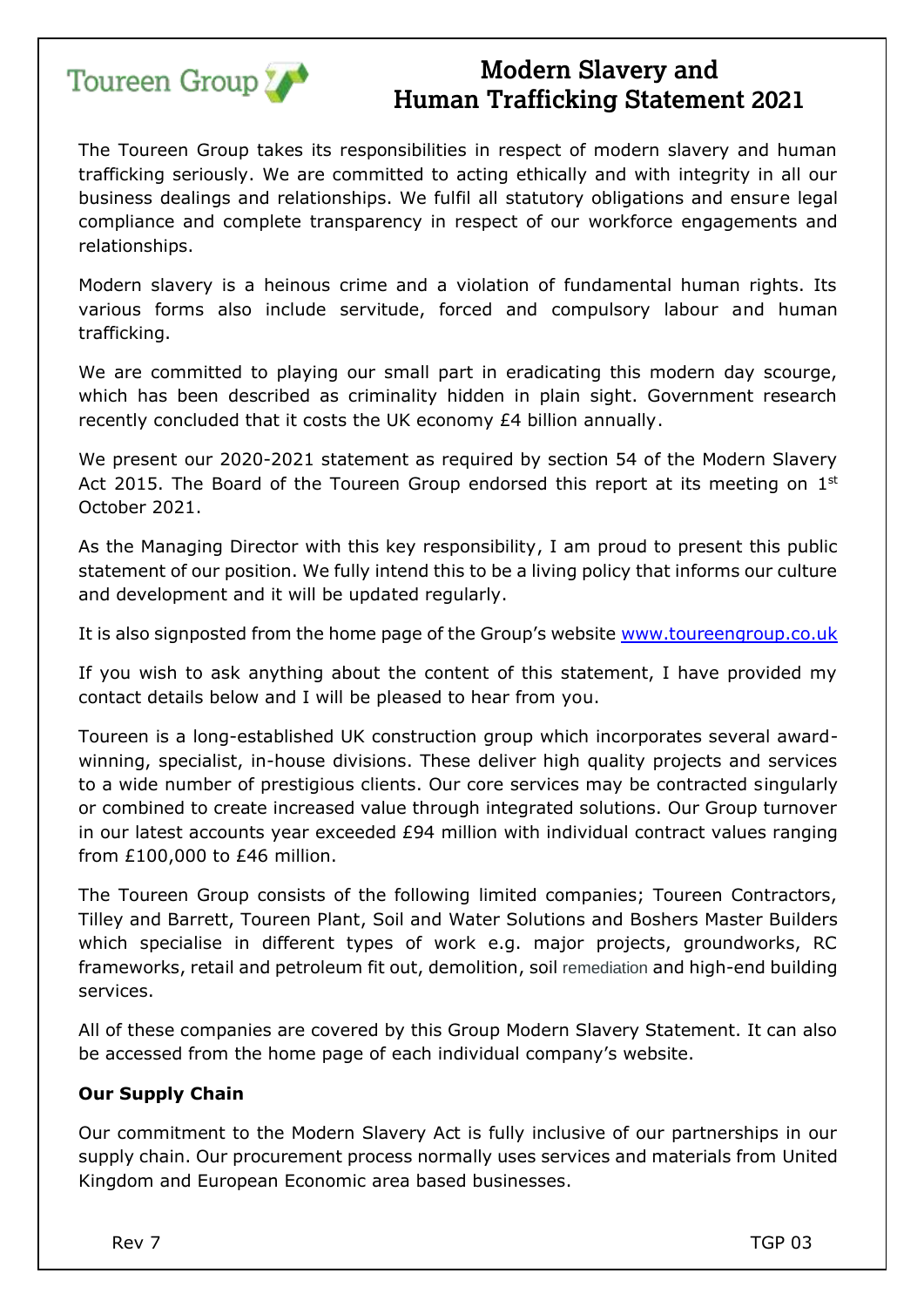Toureen Group

# Modern Slavery and Human Trafficking Statement 2021

The Toureen Group takes its responsibilities in respect of modern slavery and human trafficking seriously. We are committed to acting ethically and with integrity in all our business dealings and relationships. We fulfil all statutory obligations and ensure legal compliance and complete transparency in respect of our workforce engagements and relationships.

Modern slavery is a heinous crime and a violation of fundamental human rights. Its various forms also include servitude, forced and compulsory labour and human trafficking.

We are committed to playing our small part in eradicating this modern day scourge, which has been described as criminality hidden in plain sight. Government research recently concluded that it costs the UK economy £4 billion annually.

We present our 2020-2021 statement as required by section 54 of the Modern Slavery Act 2015. The Board of the Toureen Group endorsed this report at its meeting on 1st October 2021.

As the Managing Director with this key responsibility, I am proud to present this public statement of our position. We fully intend this to be a living policy that informs our culture and development and it will be updated regularly.

It is also signposted from the home page of the Group's website www.toureengroup.co.uk

If you wish to ask anything about the content of this statement, I have provided my contact details below and I will be pleased to hear from you.

Toureen is a long-established UK construction group which incorporates several award-winning, specialist, in-house divisions. These deliver high quality projects and services to a wide number of prestigious clients. Our core services may be contracted singularly or combined to create increased value through integrated solutions. Our Group turnover in our latest accounts year exceeded £94 million with individual contract values ranging from £100,000 to £46 million.

The Toureen Group consists of the following limited companies; Toureen Contractors, Tilley and Barrett, Toureen Plant, Soil and Water Solutions and Boshers Master Builders which specialise in different types of work e.g. major projects, groundworks, RC frameworks, retail and petroleum fit out, demolition, soil remediation and high-end building services.

All of these companies are covered by this Group Modern Slavery Statement. It can also be accessed from the home page of each individual company's website.

**Our Supply Chain**

Our commitment to the Modern Slavery Act is fully inclusive of our partnerships in our supply chain. Our procurement process normally uses services and materials from United Kingdom and European Economic area based businesses.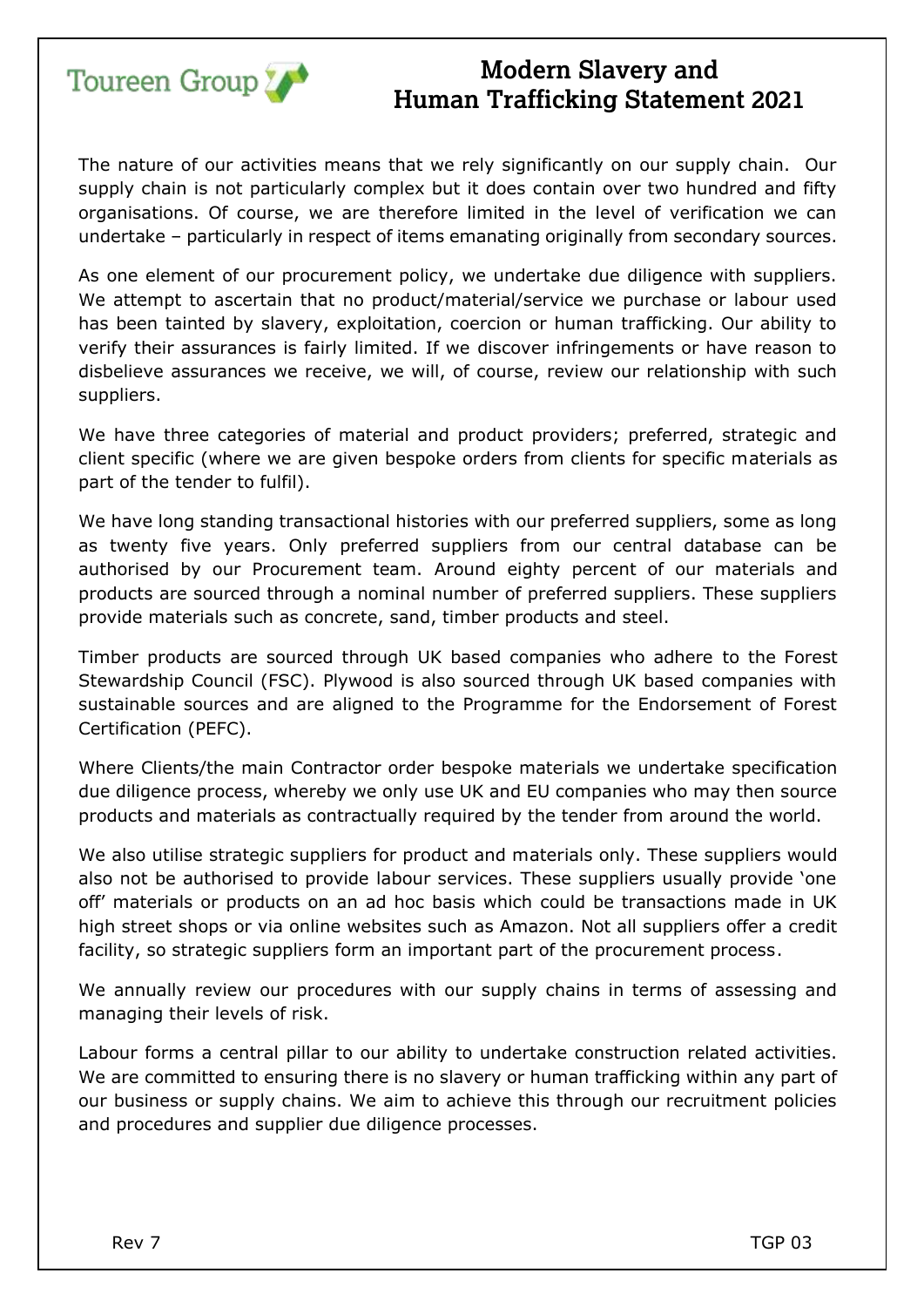The nature of our activities means that we rely significantly on our supply chain. Our supply chain is not particularly complex but it does contain over two hundred and fifty organisations. Of course, we are therefore limited in the level of verification we can undertake – particularly in respect of items emanating originally from secondary sources.

As one element of our procurement policy, we undertake due diligence with suppliers. We attempt to ascertain that no product/material/service we purchase or labour used has been tainted by slavery, exploitation, coercion or human trafficking. Our ability to verify their assurances is fairly limited. If we discover infringements or have reason to disbelieve assurances we receive, we will, of course, review our relationship with such suppliers.

We have three categories of material and product providers; preferred, strategic and client specific (where we are given bespoke orders from clients for specific materials as part of the tender to fulfil).

We have long standing transactional histories with our preferred suppliers, some as long as twenty five years. Only preferred suppliers from our central database can be authorised by our Procurement team. Around eighty percent of our materials and products are sourced through a nominal number of preferred suppliers. These suppliers provide materials such as concrete, sand, timber products and steel.

Timber products are sourced through UK based companies who adhere to the Forest Stewardship Council (FSC). Plywood is also sourced through UK based companies with sustainable sources and are aligned to the Programme for the Endorsement of Forest Certification (PEFC).

Where Clients/the main Contractor order bespoke materials we undertake specification due diligence process, whereby we only use UK and EU companies who may then source products and materials as contractually required by the tender from around the world.

We also utilise strategic suppliers for product and materials only. These suppliers would also not be authorised to provide labour services. These suppliers usually provide 'one off' materials or products on an ad hoc basis which could be transactions made in UK high street shops or via online websites such as Amazon. Not all suppliers offer a credit facility, so strategic suppliers form an important part of the procurement process.

We annually review our procedures with our supply chains in terms of assessing and managing their levels of risk.

Labour forms a central pillar to our ability to undertake construction related activities. We are committed to ensuring there is no slavery or human trafficking within any part of our business or supply chains. We aim to achieve this through our recruitment policies and procedures and supplier due diligence processes.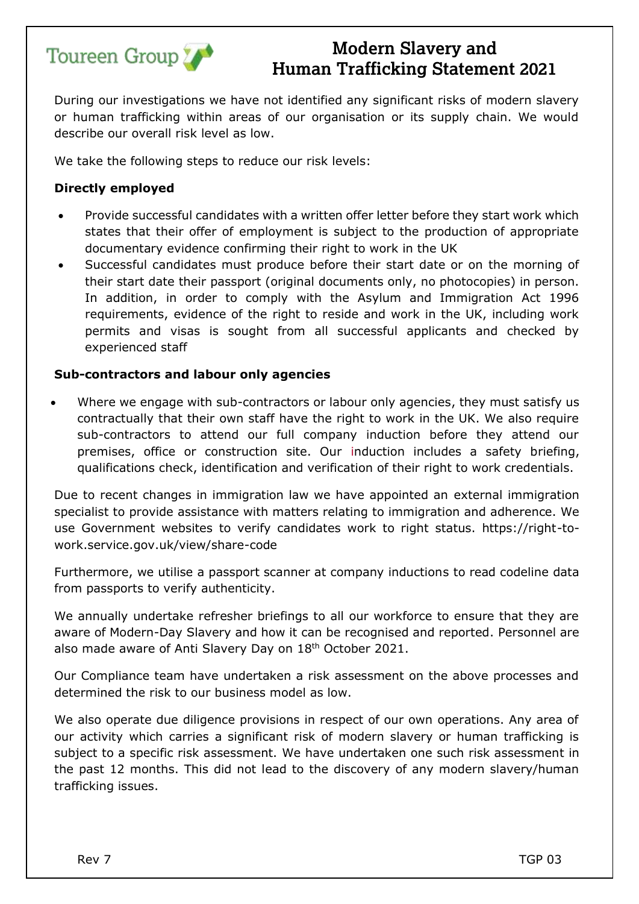During our investigations we have not identified any significant risks of modern slavery or human trafficking within areas of our organisation or its supply chain. We would describe our overall risk level as low.

We take the following steps to reduce our risk levels:

**Directly employed**

- Provide successful candidates with a written offer letter before they start work which states that their offer of employment is subject to the production of appropriate documentary evidence confirming their right to work in the UK
- Successful candidates must produce before their start date or on the morning of their start date their passport (original documents only, no photocopies) in person. In addition, in order to comply with the Asylum and Immigration Act 1996 requirements, evidence of the right to reside and work in the UK, including work permits and visas is sought from all successful applicants and checked by experienced staff

**Sub-contractors and labour only agencies**

- Where we engage with sub-contractors or labour only agencies, they must satisfy us contractually that their own staff have the right to work in the UK. We also require sub-contractors to attend our full company induction before they attend our premises, office or construction site. Our induction includes a safety briefing, qualifications check, identification and verification of their right to work credentials.

Due to recent changes in immigration law we have appointed an external immigration specialist to provide assistance with matters relating to immigration and adherence. We use Government websites to verify candidates work to right status. https://right-to-work.service.gov.uk/view/share-code

Furthermore, we utilise a passport scanner at company inductions to read codeline data from passports to verify authenticity.

We annually undertake refresher briefings to all our workforce to ensure that they are aware of Modern-Day Slavery and how it can be recognised and reported. Personnel are also made aware of Anti Slavery Day on 18th October 2021.

Our Compliance team have undertaken a risk assessment on the above processes and determined the risk to our business model as low.

We also operate due diligence provisions in respect of our own operations. Any area of our activity which carries a significant risk of modern slavery or human trafficking is subject to a specific risk assessment. We have undertaken one such risk assessment in the past 12 months. This did not lead to the discovery of any modern slavery/human trafficking issues.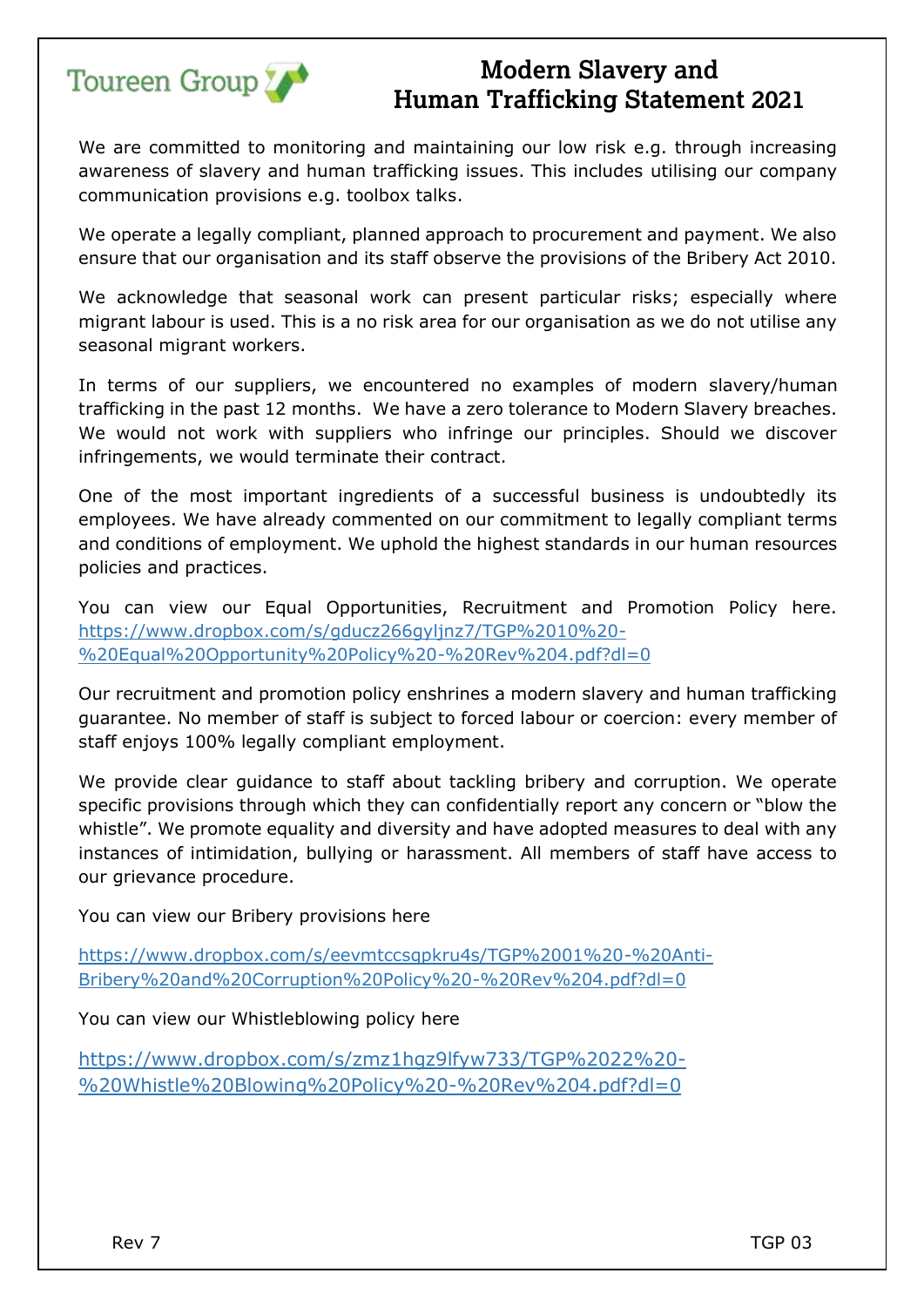We are committed to monitoring and maintaining our low risk e.g. through increasing awareness of slavery and human trafficking issues. This includes utilising our company communication provisions e.g. toolbox talks.

We operate a legally compliant, planned approach to procurement and payment. We also ensure that our organisation and its staff observe the provisions of the Bribery Act 2010.

We acknowledge that seasonal work can present particular risks; especially where migrant labour is used. This is a no risk area for our organisation as we do not utilise any seasonal migrant workers.

In terms of our suppliers, we encountered no examples of modern slavery/human trafficking in the past 12 months. We have a zero tolerance to Modern Slavery breaches. We would not work with suppliers who infringe our principles. Should we discover infringements, we would terminate their contract.

One of the most important ingredients of a successful business is undoubtedly its employees. We have already commented on our commitment to legally compliant terms and conditions of employment. We uphold the highest standards in our human resources policies and practices.

You can view our Equal Opportunities, Recruitment and Promotion Policy here. https://www.dropbox.com/s/gducz266gyljnz7/TGP%2010%20-%20Equal%20Opportunity%20Policy%20-%20Rev%204.pdf?dl=0

Our recruitment and promotion policy enshrines a modern slavery and human trafficking guarantee. No member of staff is subject to forced labour or coercion: every member of staff enjoys 100% legally compliant employment.

We provide clear guidance to staff about tackling bribery and corruption. We operate specific provisions through which they can confidentially report any concern or "blow the whistle". We promote equality and diversity and have adopted measures to deal with any instances of intimidation, bullying or harassment. All members of staff have access to our grievance procedure.

You can view our Bribery provisions here

https://www.dropbox.com/s/eevmtccsqpkru4s/TGP%2001%20-%20Anti-Bribery%20and%20Corruption%20Policy%20-%20Rev%204.pdf?dl=0

You can view our Whistleblowing policy here

https://www.dropbox.com/s/zmz1hqz9lfyw733/TGP%2022%20-%20Whistle%20Blowing%20Policy%20-%20Rev%204.pdf?dl=0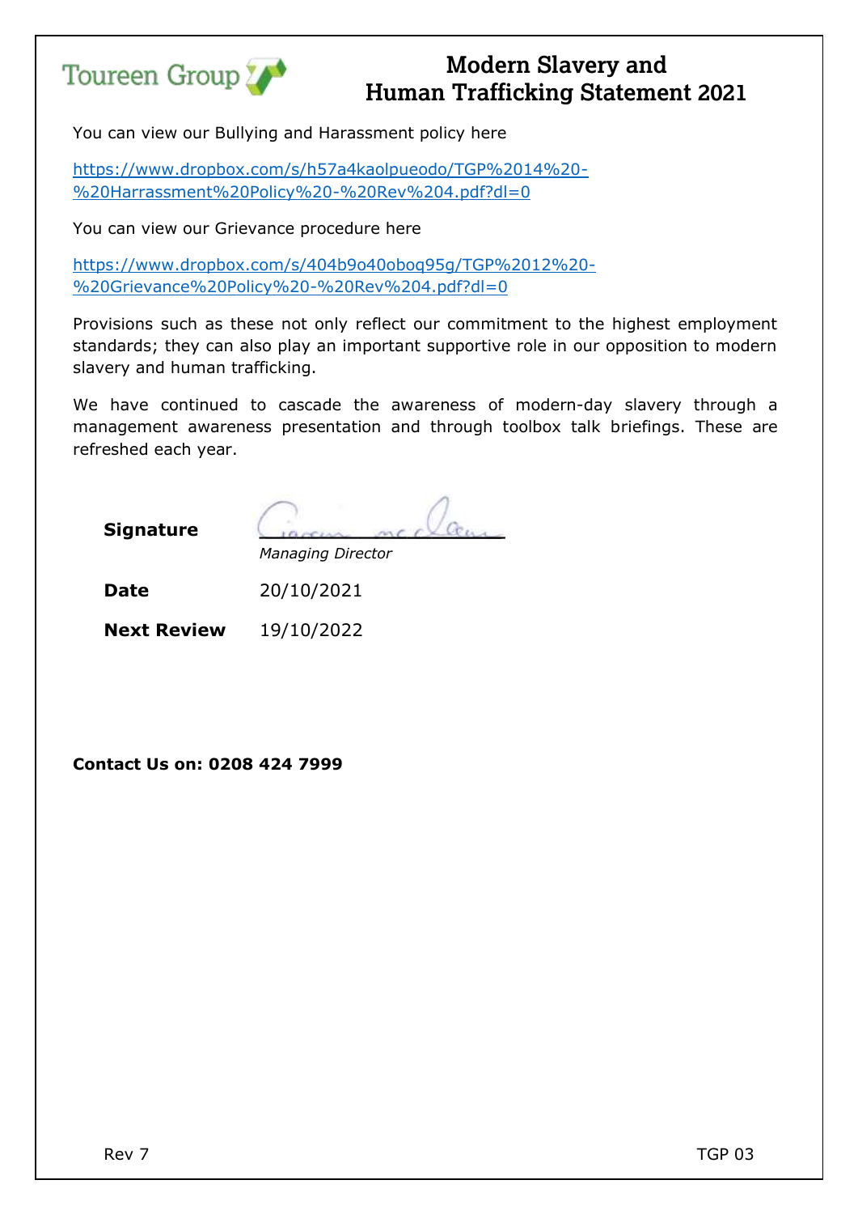You can view our Bullying and Harassment policy here

https://www.dropbox.com/s/h57a4kaolpueodo/TGP%2014%20-%20Harrassment%20Policy%20-%20Rev%204.pdf?dl=0

You can view our Grievance procedure here

https://www.dropbox.com/s/404b9o40oboq95g/TGP%2012%20-%20Grievance%20Policy%20-%20Rev%204.pdf?dl=0

Provisions such as these not only reflect our commitment to the highest employment standards; they can also play an important supportive role in our opposition to modern slavery and human trafficking.

We have continued to cascade the awareness of modern-day slavery through a management awareness presentation and through toolbox talk briefings. These are refreshed each year.

**Signature**

*Managing Director*

**Date** 20/10/2021

**Next Review** 19/10/2022

**Contact Us on: 0208 424 7999**

Rev 7 TGP 03